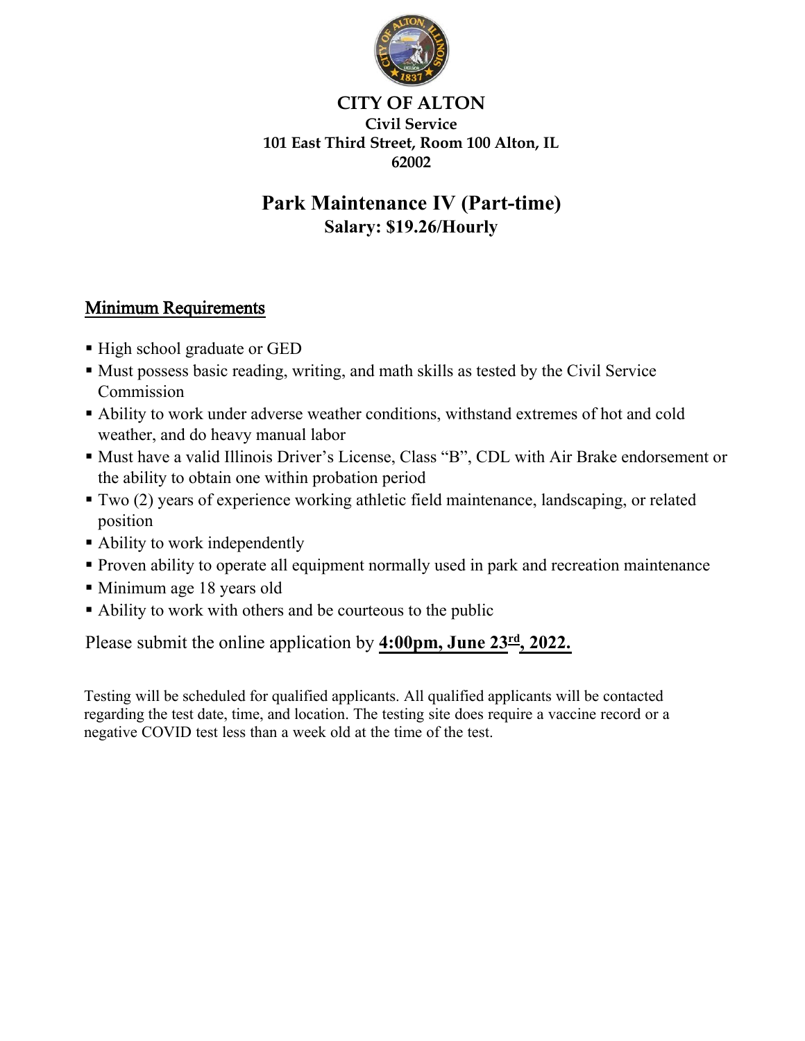# CITY OF ALTON

**Civil Service**
**101 East Third Street, Room 100 Alton, IL 62002**

## Park Maintenance IV (Part-time)

**Salary: $19.26/Hourly**

### Minimum Requirements

- High school graduate or GED
- Must possess basic reading, writing, and math skills as tested by the Civil Service Commission
- Ability to work under adverse weather conditions, withstand extremes of hot and cold weather, and do heavy manual labor
- Must have a valid Illinois Driver's License, Class "B", CDL with Air Brake endorsement or the ability to obtain one within probation period
- Two (2) years of experience working athletic field maintenance, landscaping, or related position
- Ability to work independently
- Proven ability to operate all equipment normally used in park and recreation maintenance
- Minimum age 18 years old
- Ability to work with others and be courteous to the public

Please submit the online application by **4:00pm, June 23rd, 2022.**

Testing will be scheduled for qualified applicants. All qualified applicants will be contacted regarding the test date, time, and location. The testing site does require a vaccine record or a negative COVID test less than a week old at the time of the test.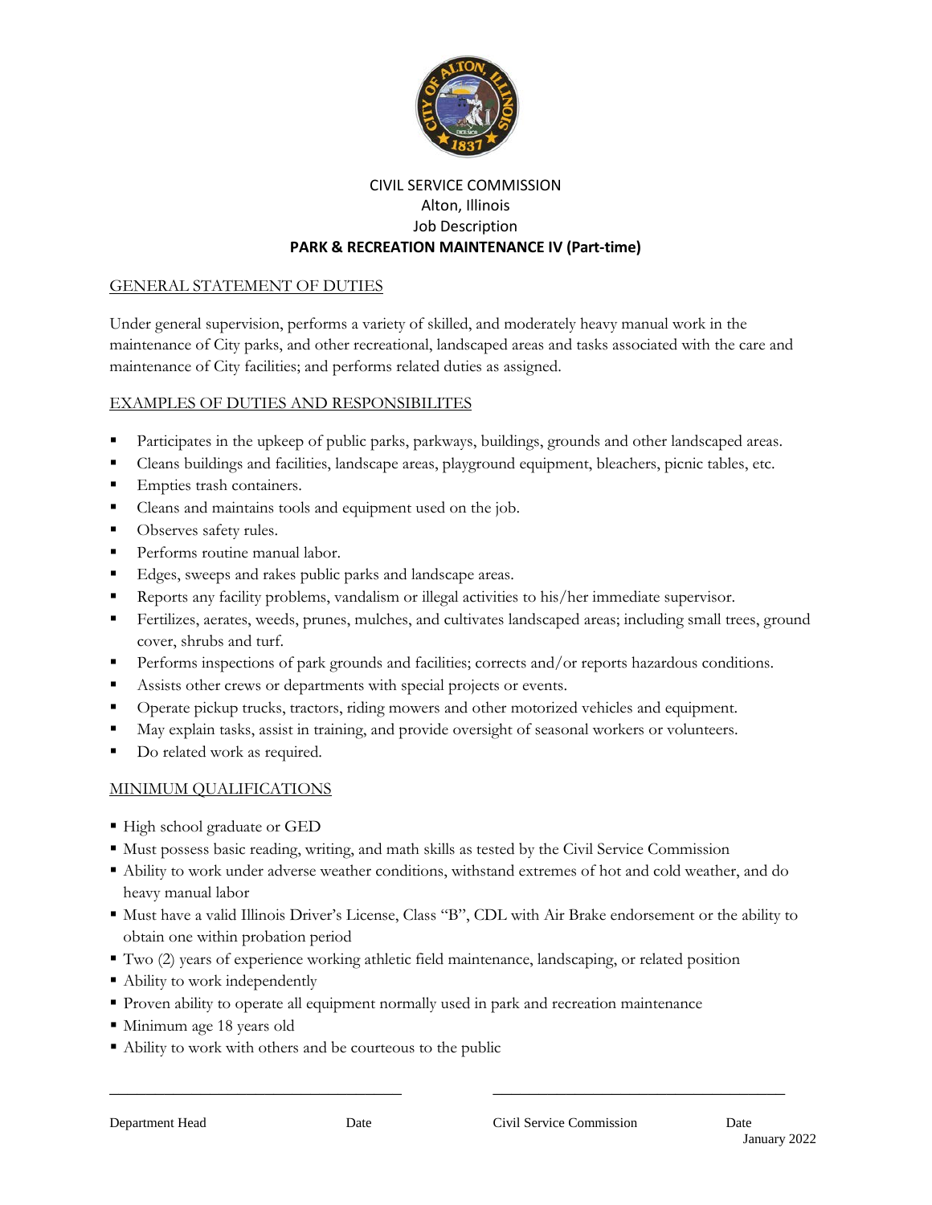CIVIL SERVICE COMMISSION

Alton, Illinois

Job Description

**PARK & RECREATION MAINTENANCE IV (Part-time)**

## GENERAL STATEMENT OF DUTIES

Under general supervision, performs a variety of skilled, and moderately heavy manual work in the maintenance of City parks, and other recreational, landscaped areas and tasks associated with the care and maintenance of City facilities; and performs related duties as assigned.

## EXAMPLES OF DUTIES AND RESPONSIBILITES

- Participates in the upkeep of public parks, parkways, buildings, grounds and other landscaped areas.
- Cleans buildings and facilities, landscape areas, playground equipment, bleachers, picnic tables, etc.
- Empties trash containers.
- Cleans and maintains tools and equipment used on the job.
- Observes safety rules.
- Performs routine manual labor.
- Edges, sweeps and rakes public parks and landscape areas.
- Reports any facility problems, vandalism or illegal activities to his/her immediate supervisor.
- Fertilizes, aerates, weeds, prunes, mulches, and cultivates landscaped areas; including small trees, ground cover, shrubs and turf.
- Performs inspections of park grounds and facilities; corrects and/or reports hazardous conditions.
- Assists other crews or departments with special projects or events.
- Operate pickup trucks, tractors, riding mowers and other motorized vehicles and equipment.
- May explain tasks, assist in training, and provide oversight of seasonal workers or volunteers.
- Do related work as required.

## MINIMUM QUALIFICATIONS

- High school graduate or GED
- Must possess basic reading, writing, and math skills as tested by the Civil Service Commission
- Ability to work under adverse weather conditions, withstand extremes of hot and cold weather, and do heavy manual labor
- Must have a valid Illinois Driver's License, Class "B", CDL with Air Brake endorsement or the ability to obtain one within probation period
- Two (2) years of experience working athletic field maintenance, landscaping, or related position
- Ability to work independently
- Proven ability to operate all equipment normally used in park and recreation maintenance
- Minimum age 18 years old
- Ability to work with others and be courteous to the public

\_\_\_\_\_\_\_\_\_\_\_\_\_\_\_\_\_\_\_\_\_\_\_\_\_\_\_\_\_\_\_\_\_\_\_\_ \_\_\_\_\_\_\_\_\_\_\_\_\_\_\_\_\_\_\_\_\_\_\_\_\_\_\_\_\_\_\_\_\_\_\_\_

Department Head Date Civil Service Commission Date

January 2022